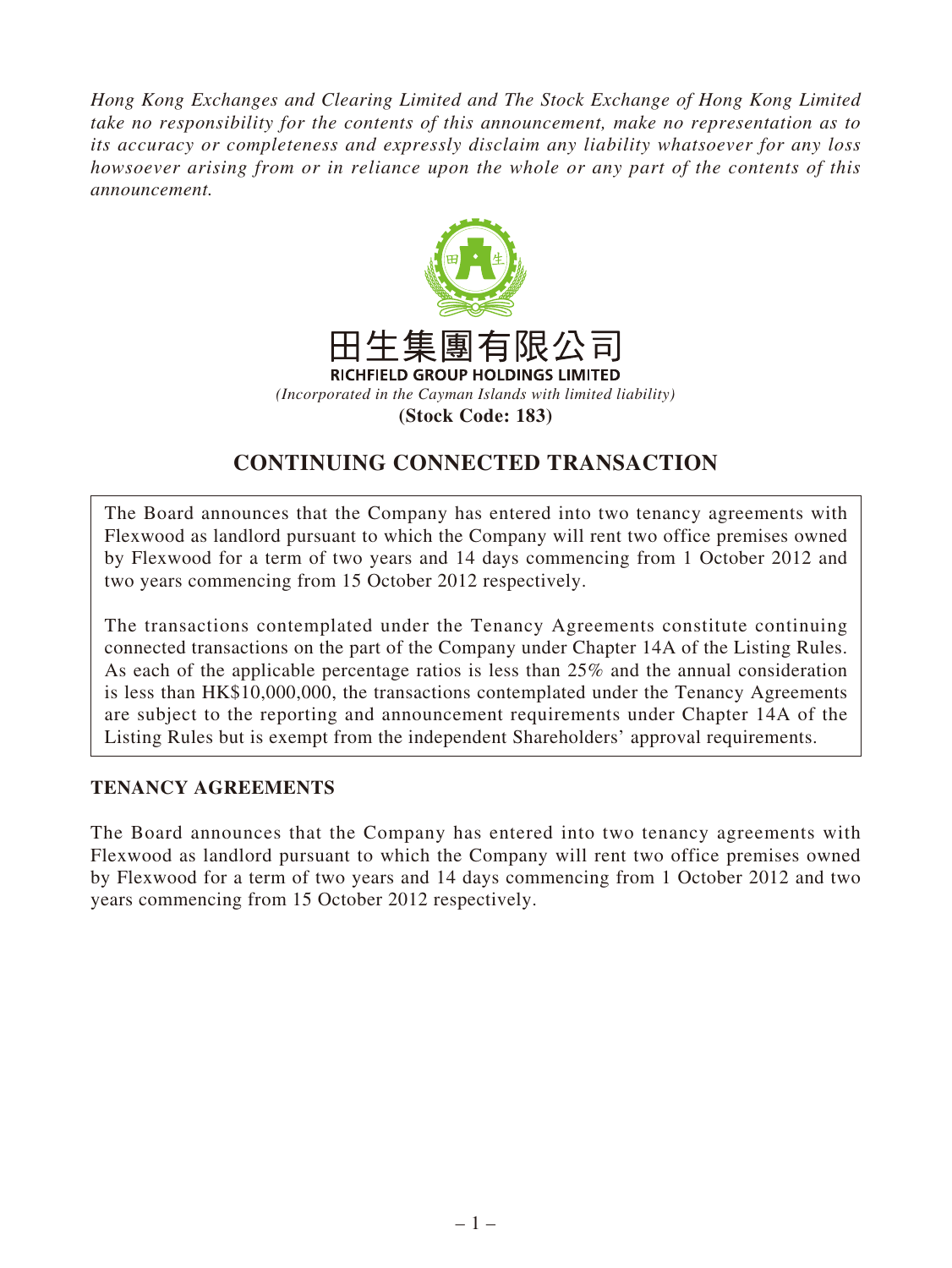*Hong Kong Exchanges and Clearing Limited and The Stock Exchange of Hong Kong Limited take no responsibility for the contents of this announcement, make no representation as to its accuracy or completeness and expressly disclaim any liability whatsoever for any loss howsoever arising from or in reliance upon the whole or any part of the contents of this announcement.*

田生集團有限公司

**RICHFIELD GROUP HOLDINGS LIMITED**

*(Incorporated in the Cayman Islands with limited liability)*

**(Stock Code: 183)**

# CONTINUING CONNECTED TRANSACTION

The Board announces that the Company has entered into two tenancy agreements with Flexwood as landlord pursuant to which the Company will rent two office premises owned by Flexwood for a term of two years and 14 days commencing from 1 October 2012 and two years commencing from 15 October 2012 respectively.

The transactions contemplated under the Tenancy Agreements constitute continuing connected transactions on the part of the Company under Chapter 14A of the Listing Rules. As each of the applicable percentage ratios is less than 25% and the annual consideration is less than HK$10,000,000, the transactions contemplated under the Tenancy Agreements are subject to the reporting and announcement requirements under Chapter 14A of the Listing Rules but is exempt from the independent Shareholders' approval requirements.

## TENANCY AGREEMENTS

The Board announces that the Company has entered into two tenancy agreements with Flexwood as landlord pursuant to which the Company will rent two office premises owned by Flexwood for a term of two years and 14 days commencing from 1 October 2012 and two years commencing from 15 October 2012 respectively.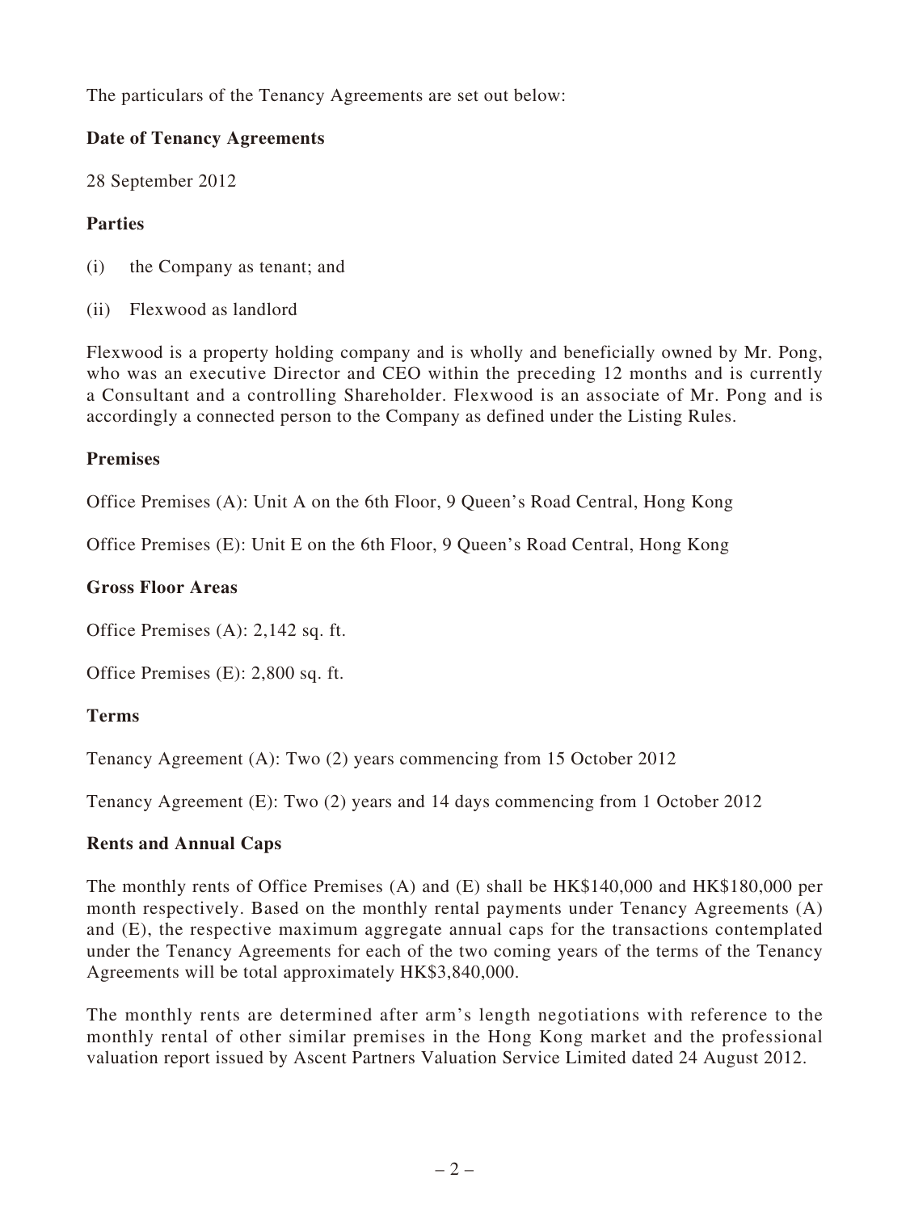The particulars of the Tenancy Agreements are set out below:

**Date of Tenancy Agreements**

28 September 2012

**Parties**

(i) the Company as tenant; and

(ii) Flexwood as landlord

Flexwood is a property holding company and is wholly and beneficially owned by Mr. Pong, who was an executive Director and CEO within the preceding 12 months and is currently a Consultant and a controlling Shareholder. Flexwood is an associate of Mr. Pong and is accordingly a connected person to the Company as defined under the Listing Rules.

**Premises**

Office Premises (A): Unit A on the 6th Floor, 9 Queen's Road Central, Hong Kong

Office Premises (E): Unit E on the 6th Floor, 9 Queen's Road Central, Hong Kong

**Gross Floor Areas**

Office Premises (A): 2,142 sq. ft.

Office Premises (E): 2,800 sq. ft.

**Terms**

Tenancy Agreement (A): Two (2) years commencing from 15 October 2012

Tenancy Agreement (E): Two (2) years and 14 days commencing from 1 October 2012

**Rents and Annual Caps**

The monthly rents of Office Premises (A) and (E) shall be HK$140,000 and HK$180,000 per month respectively. Based on the monthly rental payments under Tenancy Agreements (A) and (E), the respective maximum aggregate annual caps for the transactions contemplated under the Tenancy Agreements for each of the two coming years of the terms of the Tenancy Agreements will be total approximately HK$3,840,000.

The monthly rents are determined after arm's length negotiations with reference to the monthly rental of other similar premises in the Hong Kong market and the professional valuation report issued by Ascent Partners Valuation Service Limited dated 24 August 2012.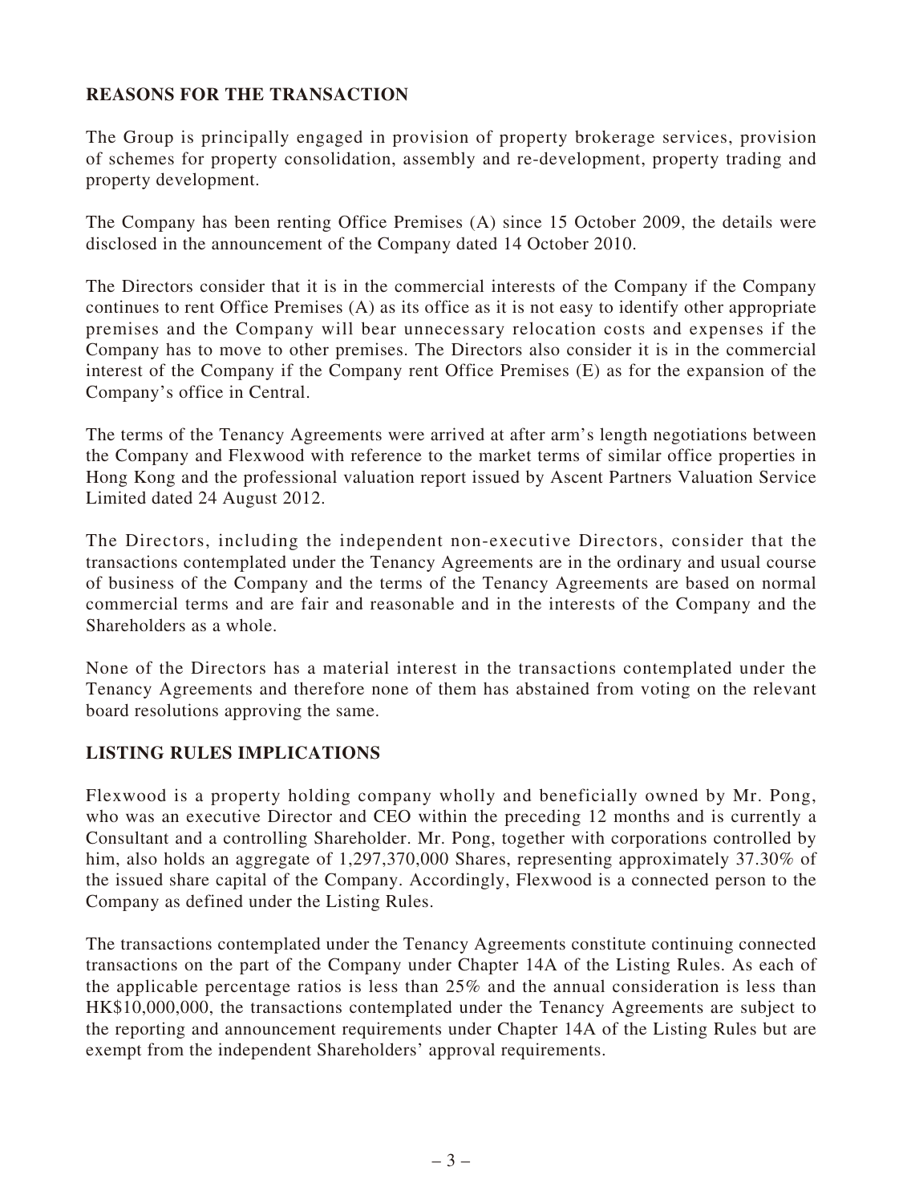## REASONS FOR THE TRANSACTION

The Group is principally engaged in provision of property brokerage services, provision of schemes for property consolidation, assembly and re-development, property trading and property development.

The Company has been renting Office Premises (A) since 15 October 2009, the details were disclosed in the announcement of the Company dated 14 October 2010.

The Directors consider that it is in the commercial interests of the Company if the Company continues to rent Office Premises (A) as its office as it is not easy to identify other appropriate premises and the Company will bear unnecessary relocation costs and expenses if the Company has to move to other premises. The Directors also consider it is in the commercial interest of the Company if the Company rent Office Premises (E) as for the expansion of the Company's office in Central.

The terms of the Tenancy Agreements were arrived at after arm's length negotiations between the Company and Flexwood with reference to the market terms of similar office properties in Hong Kong and the professional valuation report issued by Ascent Partners Valuation Service Limited dated 24 August 2012.

The Directors, including the independent non-executive Directors, consider that the transactions contemplated under the Tenancy Agreements are in the ordinary and usual course of business of the Company and the terms of the Tenancy Agreements are based on normal commercial terms and are fair and reasonable and in the interests of the Company and the Shareholders as a whole.

None of the Directors has a material interest in the transactions contemplated under the Tenancy Agreements and therefore none of them has abstained from voting on the relevant board resolutions approving the same.

## LISTING RULES IMPLICATIONS

Flexwood is a property holding company wholly and beneficially owned by Mr. Pong, who was an executive Director and CEO within the preceding 12 months and is currently a Consultant and a controlling Shareholder. Mr. Pong, together with corporations controlled by him, also holds an aggregate of 1,297,370,000 Shares, representing approximately 37.30% of the issued share capital of the Company. Accordingly, Flexwood is a connected person to the Company as defined under the Listing Rules.

The transactions contemplated under the Tenancy Agreements constitute continuing connected transactions on the part of the Company under Chapter 14A of the Listing Rules. As each of the applicable percentage ratios is less than 25% and the annual consideration is less than HK$10,000,000, the transactions contemplated under the Tenancy Agreements are subject to the reporting and announcement requirements under Chapter 14A of the Listing Rules but are exempt from the independent Shareholders' approval requirements.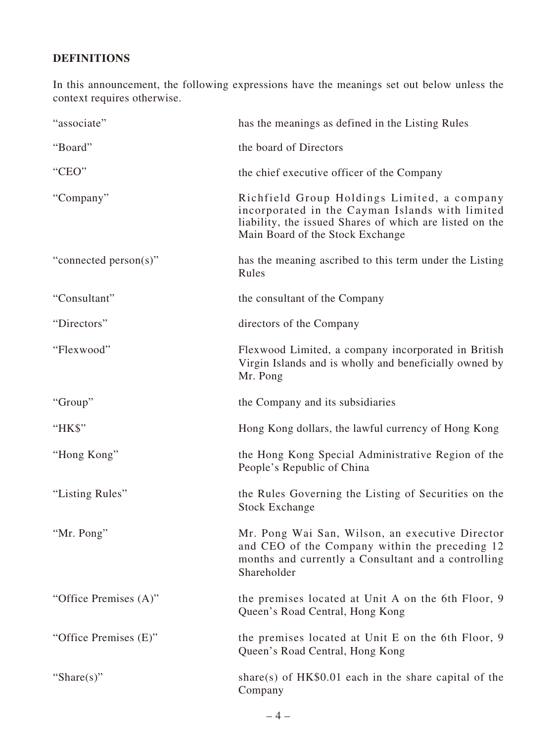## DEFINITIONS

In this announcement, the following expressions have the meanings set out below unless the context requires otherwise.

| | |
|---|---|
| "associate" | has the meanings as defined in the Listing Rules |
| "Board" | the board of Directors |
| "CEO" | the chief executive officer of the Company |
| "Company" | Richfield Group Holdings Limited, a company incorporated in the Cayman Islands with limited liability, the issued Shares of which are listed on the Main Board of the Stock Exchange |
| "connected person(s)" | has the meaning ascribed to this term under the Listing Rules |
| "Consultant" | the consultant of the Company |
| "Directors" | directors of the Company |
| "Flexwood" | Flexwood Limited, a company incorporated in British Virgin Islands and is wholly and beneficially owned by Mr. Pong |
| "Group" | the Company and its subsidiaries |
| "HK$" | Hong Kong dollars, the lawful currency of Hong Kong |
| "Hong Kong" | the Hong Kong Special Administrative Region of the People's Republic of China |
| "Listing Rules" | the Rules Governing the Listing of Securities on the Stock Exchange |
| "Mr. Pong" | Mr. Pong Wai San, Wilson, an executive Director and CEO of the Company within the preceding 12 months and currently a Consultant and a controlling Shareholder |
| "Office Premises (A)" | the premises located at Unit A on the 6th Floor, 9 Queen's Road Central, Hong Kong |
| "Office Premises (E)" | the premises located at Unit E on the 6th Floor, 9 Queen's Road Central, Hong Kong |
| "Share(s)" | share(s) of HK$0.01 each in the share capital of the Company |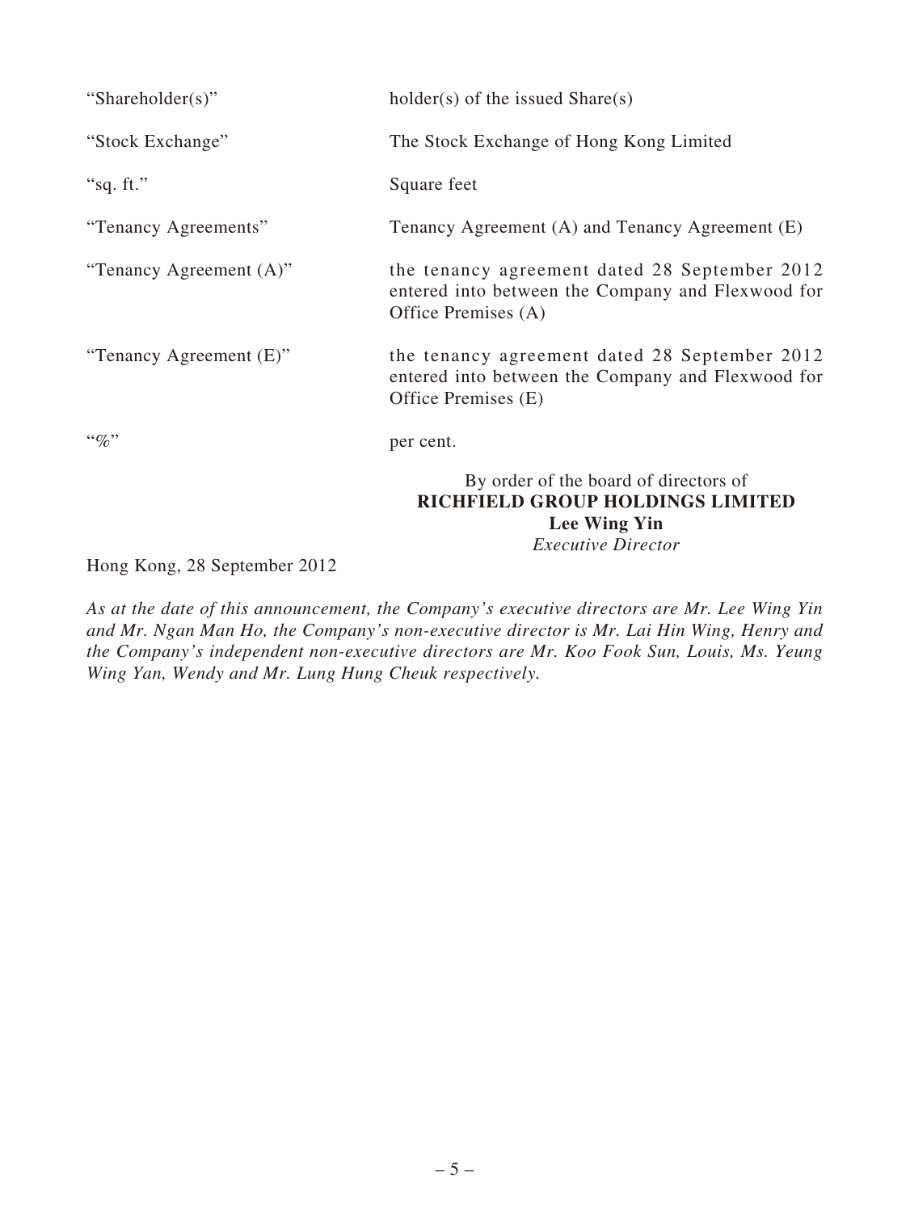| | |
|---|---|
| "Shareholder(s)" | holder(s) of the issued Share(s) |
| "Stock Exchange" | The Stock Exchange of Hong Kong Limited |
| "sq. ft." | Square feet |
| "Tenancy Agreements" | Tenancy Agreement (A) and Tenancy Agreement (E) |
| "Tenancy Agreement (A)" | the tenancy agreement dated 28 September 2012 entered into between the Company and Flexwood for Office Premises (A) |
| "Tenancy Agreement (E)" | the tenancy agreement dated 28 September 2012 entered into between the Company and Flexwood for Office Premises (E) |
| "%" | per cent. |

By order of the board of directors of
**RICHFIELD GROUP HOLDINGS LIMITED**
**Lee Wing Yin**
*Executive Director*

Hong Kong, 28 September 2012

*As at the date of this announcement, the Company's executive directors are Mr. Lee Wing Yin and Mr. Ngan Man Ho, the Company's non-executive director is Mr. Lai Hin Wing, Henry and the Company's independent non-executive directors are Mr. Koo Fook Sun, Louis, Ms. Yeung Wing Yan, Wendy and Mr. Lung Hung Cheuk respectively.*